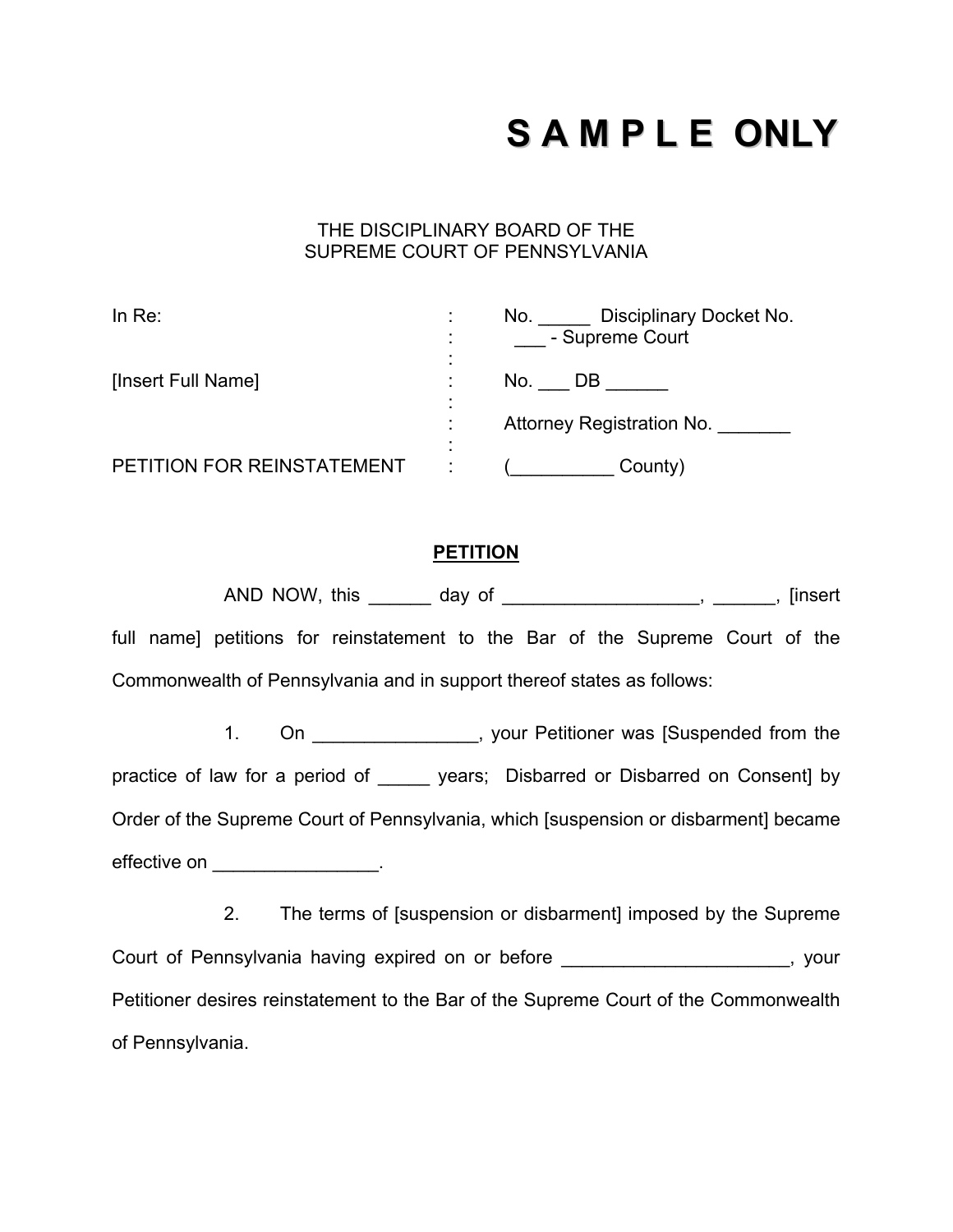# S A M P L E ONLY

THE DISCIPLINARY BOARD OF THE
SUPREME COURT OF PENNSYLVANIA

| | | |
|---|---|---|
| In Re: | : | No. _____ Disciplinary Docket No. |
| | : | ___ - Supreme Court |
| | : | |
| [Insert Full Name] | : | No. ___ DB ______ |
| | : | |
| | : | Attorney Registration No. _______ |
| | : | |
| PETITION FOR REINSTATEMENT | : | (__________ County) |

**PETITION**

AND NOW, this ______ day of ___________________, ______, [insert full name] petitions for reinstatement to the Bar of the Supreme Court of the Commonwealth of Pennsylvania and in support thereof states as follows:

1. On ________________, your Petitioner was [Suspended from the practice of law for a period of _____ years; Disbarred or Disbarred on Consent] by Order of the Supreme Court of Pennsylvania, which [suspension or disbarment] became effective on ________________.

2. The terms of [suspension or disbarment] imposed by the Supreme Court of Pennsylvania having expired on or before ______________________, your Petitioner desires reinstatement to the Bar of the Supreme Court of the Commonwealth of Pennsylvania.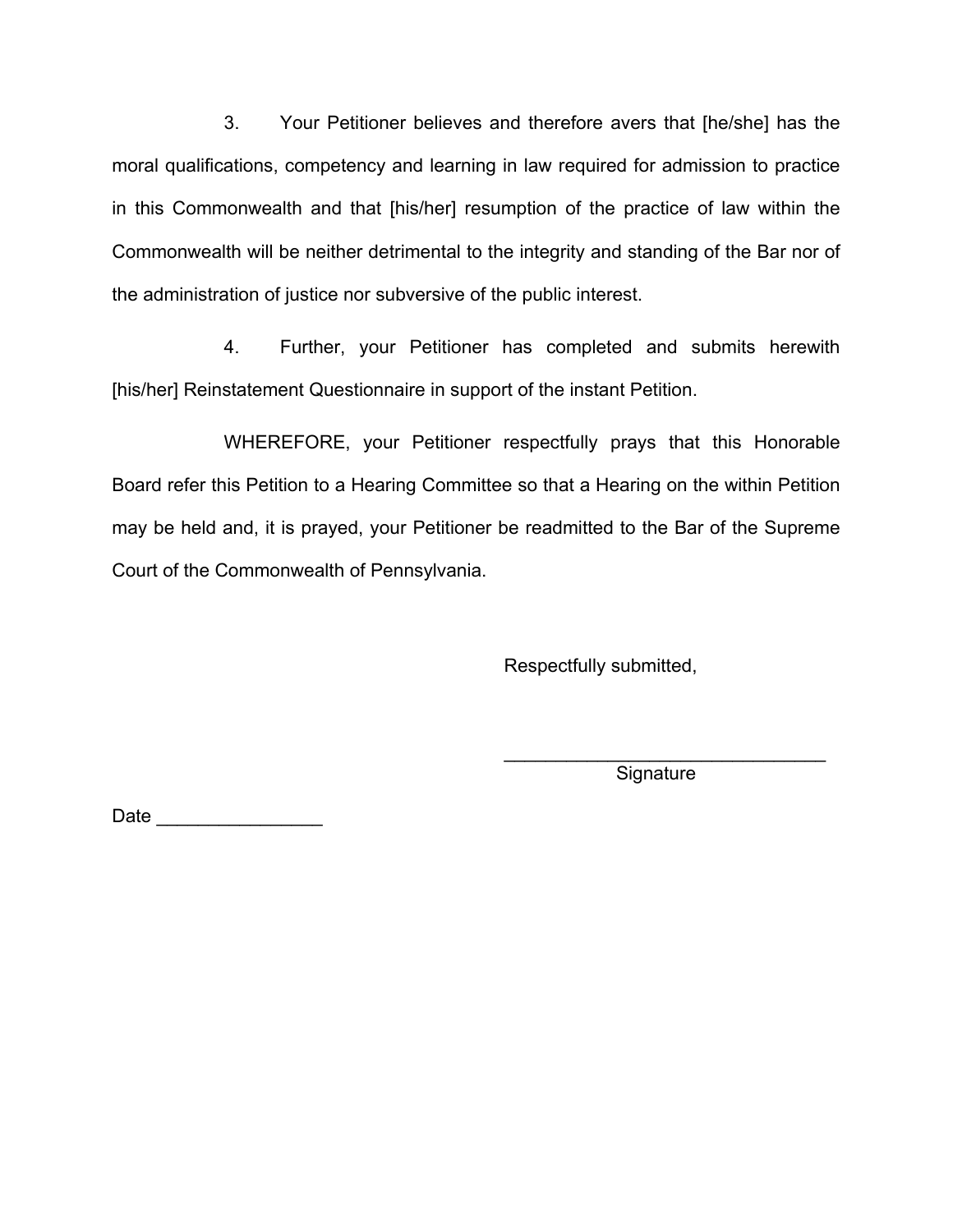3. Your Petitioner believes and therefore avers that [he/she] has the moral qualifications, competency and learning in law required for admission to practice in this Commonwealth and that [his/her] resumption of the practice of law within the Commonwealth will be neither detrimental to the integrity and standing of the Bar nor of the administration of justice nor subversive of the public interest.

4. Further, your Petitioner has completed and submits herewith [his/her] Reinstatement Questionnaire in support of the instant Petition.

WHEREFORE, your Petitioner respectfully prays that this Honorable Board refer this Petition to a Hearing Committee so that a Hearing on the within Petition may be held and, it is prayed, your Petitioner be readmitted to the Bar of the Supreme Court of the Commonwealth of Pennsylvania.

Respectfully submitted,

_______________________________
Signature

Date ________________